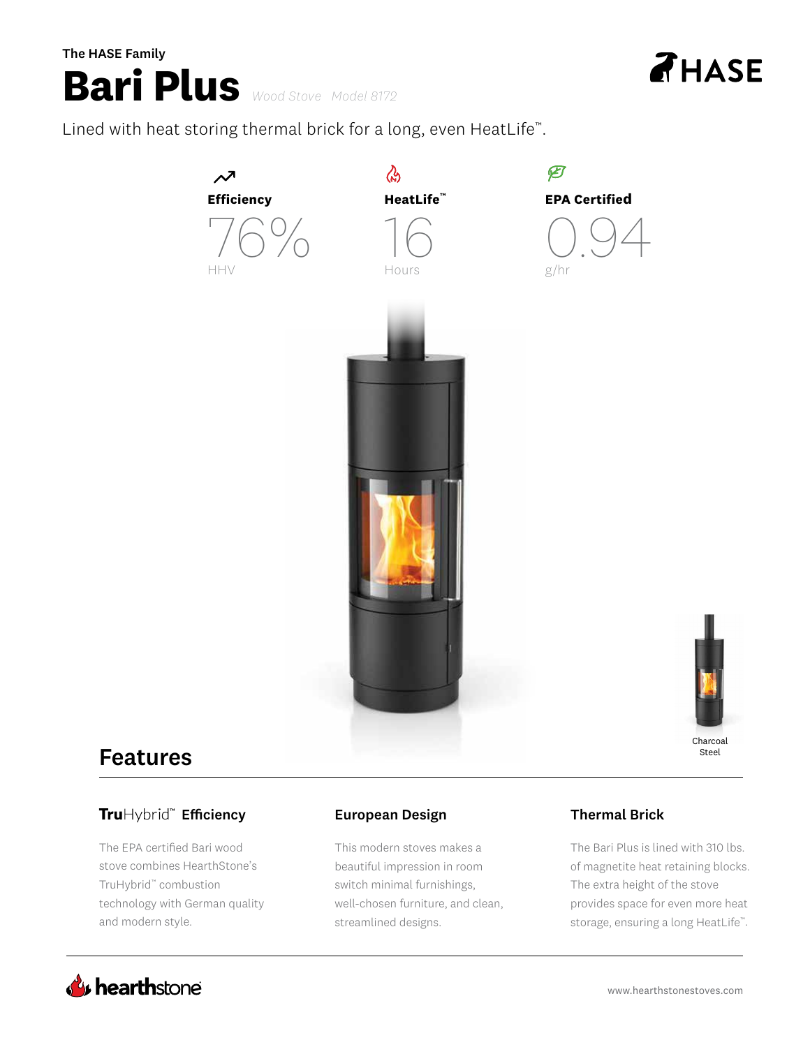The HASE Family

# Bari Plus

*Wood Stove Model 8172*

HASE

Lined with heat storing thermal brick for a long, even HeatLife™.

**Efficiency**

76%

HHV

**HeatLife™**

16

Hours

**EPA Certified**

0.94

g/hr

Charcoal Steel

## Features

### TruHybrid™ Efficiency

The EPA certified Bari wood stove combines HearthStone's TruHybrid™ combustion technology with German quality and modern style.

### European Design

This modern stoves makes a beautiful impression in room switch minimal furnishings, well-chosen furniture, and clean, streamlined designs.

### Thermal Brick

The Bari Plus is lined with 310 lbs. of magnetite heat retaining blocks. The extra height of the stove provides space for even more heat storage, ensuring a long HeatLife™.

hearthstone

www.hearthstonestoves.com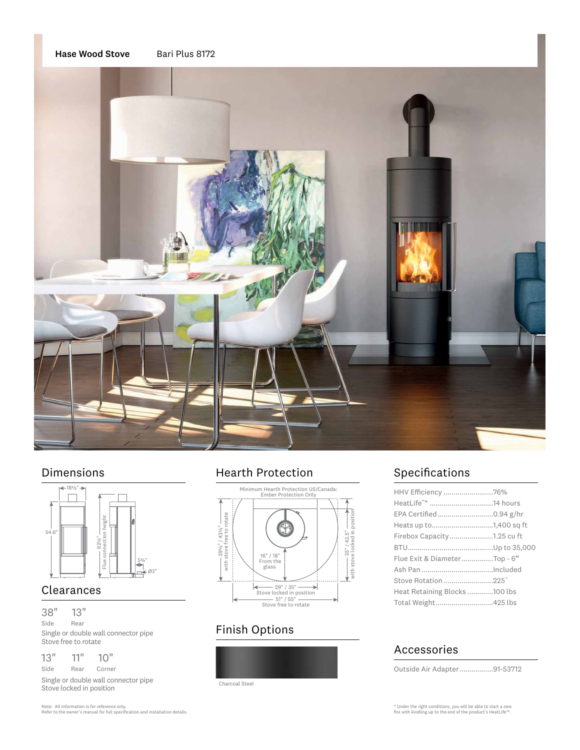**Hase Wood Stove** Bari Plus 8172

## Dimensions

18½"
54.6"
62⅞"
Flue connection height
5¾"
Ø3"

## Clearances

38" Side 13" Rear
Single or double wall connector pipe
Stove free to rotate

13" Side 11" Rear 10" Corner
Single or double wall connector pipe
Stove locked in position

## Hearth Protection

Minimum Hearth Protection US/Canada: Ember Protection Only

39¼" / 43¼" with stove free to rotate
35" / 43.5" with stove locked in position
16" / 18" From the glass
29" / 35" Stove locked in position
51" / 55" Stove free to rotate

## Finish Options

Charcoal Steel

## Specifications

| | |
|---|---|
| HHV Efficiency | 76% |
| HeatLife™* | 14 hours |
| EPA Certified | 0.94 g/hr |
| Heats up to | 1,400 sq ft |
| Firebox Capacity | 1.25 cu ft |
| BTU | Up to 35,000 |
| Flue Exit & Diameter | Top - 6" |
| Ash Pan | Included |
| Stove Rotation | 225° |
| Heat Retaining Blocks | 100 lbs |
| Total Weight | 425 lbs |

## Accessories

| | |
|---|---|
| Outside Air Adapter | 91-53712 |

Note: All information is for reference only.
Refer to the owner's manual for full specification and installation details.

* Under the right conditions, you will be able to start a new fire with kindling up to the end of the product's HeatLife™.